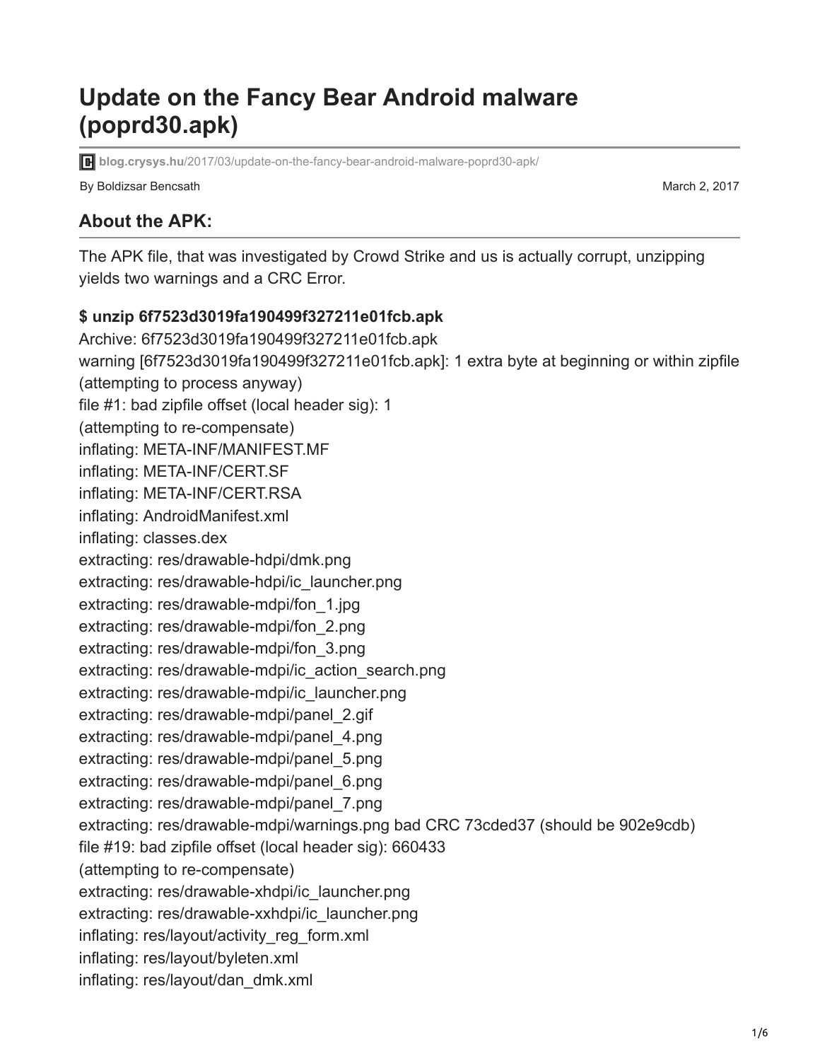# Update on the Fancy Bear Android malware (poprd30.apk)

blog.crysys.hu/2017/03/update-on-the-fancy-bear-android-malware-poprd30-apk/

By Boldizsar Bencsath

March 2, 2017

## About the APK:

The APK file, that was investigated by Crowd Strike and us is actually corrupt, unzipping yields two warnings and a CRC Error.

**$ unzip 6f7523d3019fa190499f327211e01fcb.apk**

```
Archive: 6f7523d3019fa190499f327211e01fcb.apk
warning [6f7523d3019fa190499f327211e01fcb.apk]: 1 extra byte at beginning or within zipfile
(attempting to process anyway)
file #1: bad zipfile offset (local header sig): 1
(attempting to re-compensate)
inflating: META-INF/MANIFEST.MF
inflating: META-INF/CERT.SF
inflating: META-INF/CERT.RSA
inflating: AndroidManifest.xml
inflating: classes.dex
extracting: res/drawable-hdpi/dmk.png
extracting: res/drawable-hdpi/ic_launcher.png
extracting: res/drawable-mdpi/fon_1.jpg
extracting: res/drawable-mdpi/fon_2.png
extracting: res/drawable-mdpi/fon_3.png
extracting: res/drawable-mdpi/ic_action_search.png
extracting: res/drawable-mdpi/ic_launcher.png
extracting: res/drawable-mdpi/panel_2.gif
extracting: res/drawable-mdpi/panel_4.png
extracting: res/drawable-mdpi/panel_5.png
extracting: res/drawable-mdpi/panel_6.png
extracting: res/drawable-mdpi/panel_7.png
extracting: res/drawable-mdpi/warnings.png bad CRC 73cded37 (should be 902e9cdb)
file #19: bad zipfile offset (local header sig): 660433
(attempting to re-compensate)
extracting: res/drawable-xhdpi/ic_launcher.png
extracting: res/drawable-xxhdpi/ic_launcher.png
inflating: res/layout/activity_reg_form.xml
inflating: res/layout/byleten.xml
inflating: res/layout/dan_dmk.xml
```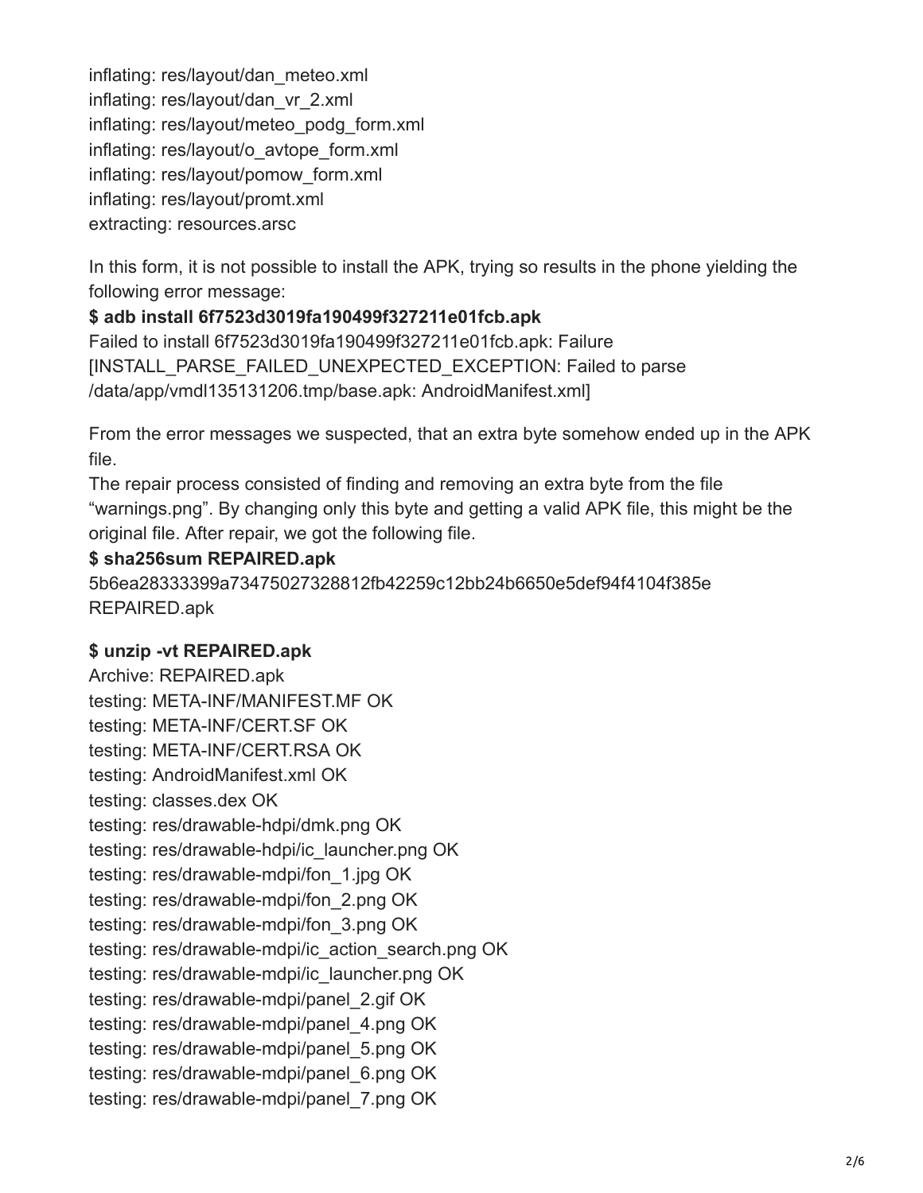inflating: res/layout/dan_meteo.xml
inflating: res/layout/dan_vr_2.xml
inflating: res/layout/meteo_podg_form.xml
inflating: res/layout/o_avtope_form.xml
inflating: res/layout/pomow_form.xml
inflating: res/layout/promt.xml
extracting: resources.arsc

In this form, it is not possible to install the APK, trying so results in the phone yielding the following error message:

**$ adb install 6f7523d3019fa190499f327211e01fcb.apk**

Failed to install 6f7523d3019fa190499f327211e01fcb.apk: Failure [INSTALL_PARSE_FAILED_UNEXPECTED_EXCEPTION: Failed to parse /data/app/vmdl135131206.tmp/base.apk: AndroidManifest.xml]

From the error messages we suspected, that an extra byte somehow ended up in the APK file.

The repair process consisted of finding and removing an extra byte from the file "warnings.png". By changing only this byte and getting a valid APK file, this might be the original file. After repair, we got the following file.

**$ sha256sum REPAIRED.apk**

5b6ea28333399a73475027328812fb42259c12bb24b6650e5def94f4104f385e REPAIRED.apk

**$ unzip -vt REPAIRED.apk**

Archive: REPAIRED.apk
testing: META-INF/MANIFEST.MF OK
testing: META-INF/CERT.SF OK
testing: META-INF/CERT.RSA OK
testing: AndroidManifest.xml OK
testing: classes.dex OK
testing: res/drawable-hdpi/dmk.png OK
testing: res/drawable-hdpi/ic_launcher.png OK
testing: res/drawable-mdpi/fon_1.jpg OK
testing: res/drawable-mdpi/fon_2.png OK
testing: res/drawable-mdpi/fon_3.png OK
testing: res/drawable-mdpi/ic_action_search.png OK
testing: res/drawable-mdpi/ic_launcher.png OK
testing: res/drawable-mdpi/panel_2.gif OK
testing: res/drawable-mdpi/panel_4.png OK
testing: res/drawable-mdpi/panel_5.png OK
testing: res/drawable-mdpi/panel_6.png OK
testing: res/drawable-mdpi/panel_7.png OK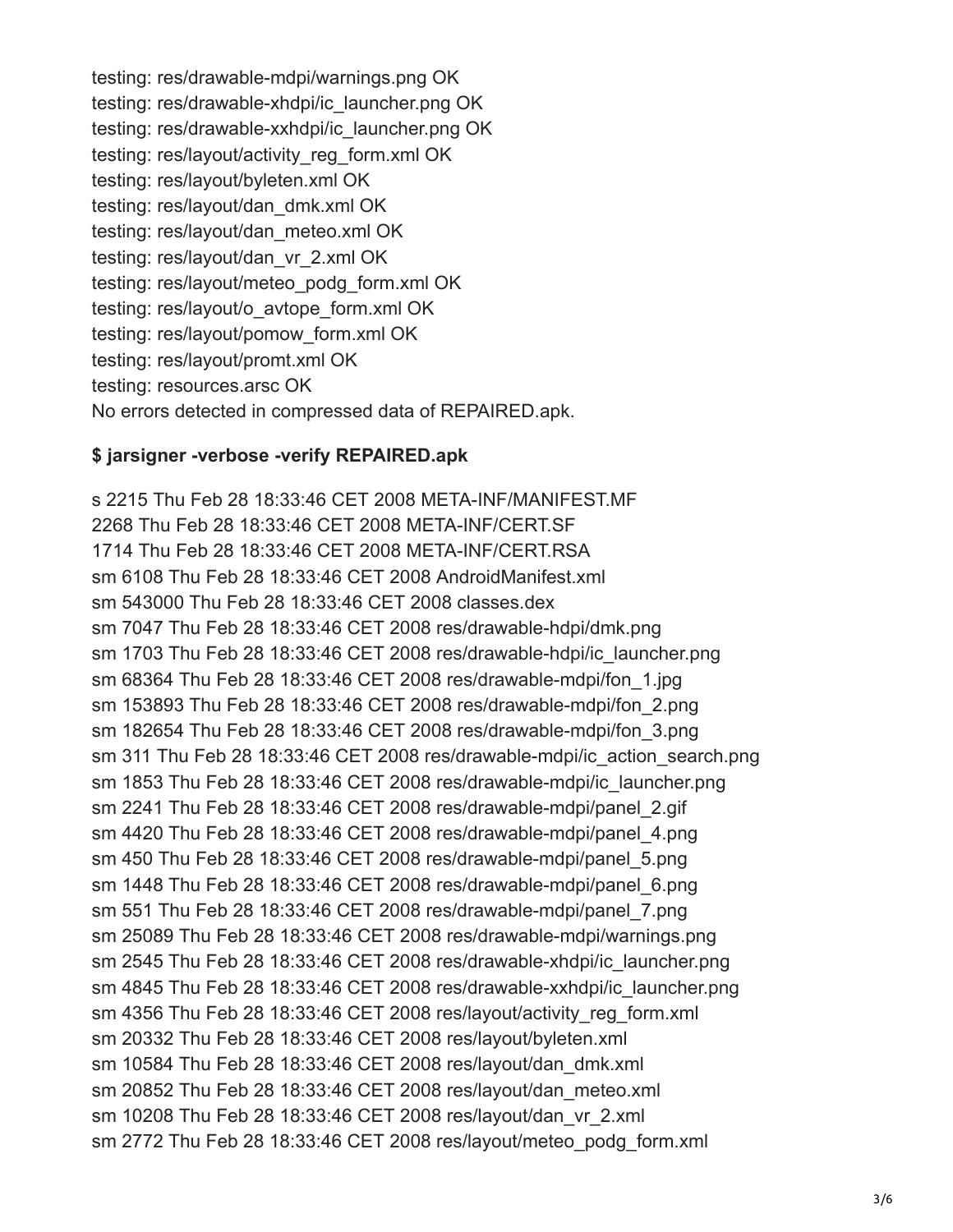testing: res/drawable-mdpi/warnings.png OK
testing: res/drawable-xhdpi/ic_launcher.png OK
testing: res/drawable-xxhdpi/ic_launcher.png OK
testing: res/layout/activity_reg_form.xml OK
testing: res/layout/byleten.xml OK
testing: res/layout/dan_dmk.xml OK
testing: res/layout/dan_meteo.xml OK
testing: res/layout/dan_vr_2.xml OK
testing: res/layout/meteo_podg_form.xml OK
testing: res/layout/o_avtope_form.xml OK
testing: res/layout/pomow_form.xml OK
testing: res/layout/promt.xml OK
testing: resources.arsc OK
No errors detected in compressed data of REPAIRED.apk.

**$ jarsigner -verbose -verify REPAIRED.apk**

s 2215 Thu Feb 28 18:33:46 CET 2008 META-INF/MANIFEST.MF
2268 Thu Feb 28 18:33:46 CET 2008 META-INF/CERT.SF
1714 Thu Feb 28 18:33:46 CET 2008 META-INF/CERT.RSA
sm 6108 Thu Feb 28 18:33:46 CET 2008 AndroidManifest.xml
sm 543000 Thu Feb 28 18:33:46 CET 2008 classes.dex
sm 7047 Thu Feb 28 18:33:46 CET 2008 res/drawable-hdpi/dmk.png
sm 1703 Thu Feb 28 18:33:46 CET 2008 res/drawable-hdpi/ic_launcher.png
sm 68364 Thu Feb 28 18:33:46 CET 2008 res/drawable-mdpi/fon_1.jpg
sm 153893 Thu Feb 28 18:33:46 CET 2008 res/drawable-mdpi/fon_2.png
sm 182654 Thu Feb 28 18:33:46 CET 2008 res/drawable-mdpi/fon_3.png
sm 311 Thu Feb 28 18:33:46 CET 2008 res/drawable-mdpi/ic_action_search.png
sm 1853 Thu Feb 28 18:33:46 CET 2008 res/drawable-mdpi/ic_launcher.png
sm 2241 Thu Feb 28 18:33:46 CET 2008 res/drawable-mdpi/panel_2.gif
sm 4420 Thu Feb 28 18:33:46 CET 2008 res/drawable-mdpi/panel_4.png
sm 450 Thu Feb 28 18:33:46 CET 2008 res/drawable-mdpi/panel_5.png
sm 1448 Thu Feb 28 18:33:46 CET 2008 res/drawable-mdpi/panel_6.png
sm 551 Thu Feb 28 18:33:46 CET 2008 res/drawable-mdpi/panel_7.png
sm 25089 Thu Feb 28 18:33:46 CET 2008 res/drawable-mdpi/warnings.png
sm 2545 Thu Feb 28 18:33:46 CET 2008 res/drawable-xhdpi/ic_launcher.png
sm 4845 Thu Feb 28 18:33:46 CET 2008 res/drawable-xxhdpi/ic_launcher.png
sm 4356 Thu Feb 28 18:33:46 CET 2008 res/layout/activity_reg_form.xml
sm 20332 Thu Feb 28 18:33:46 CET 2008 res/layout/byleten.xml
sm 10584 Thu Feb 28 18:33:46 CET 2008 res/layout/dan_dmk.xml
sm 20852 Thu Feb 28 18:33:46 CET 2008 res/layout/dan_meteo.xml
sm 10208 Thu Feb 28 18:33:46 CET 2008 res/layout/dan_vr_2.xml
sm 2772 Thu Feb 28 18:33:46 CET 2008 res/layout/meteo_podg_form.xml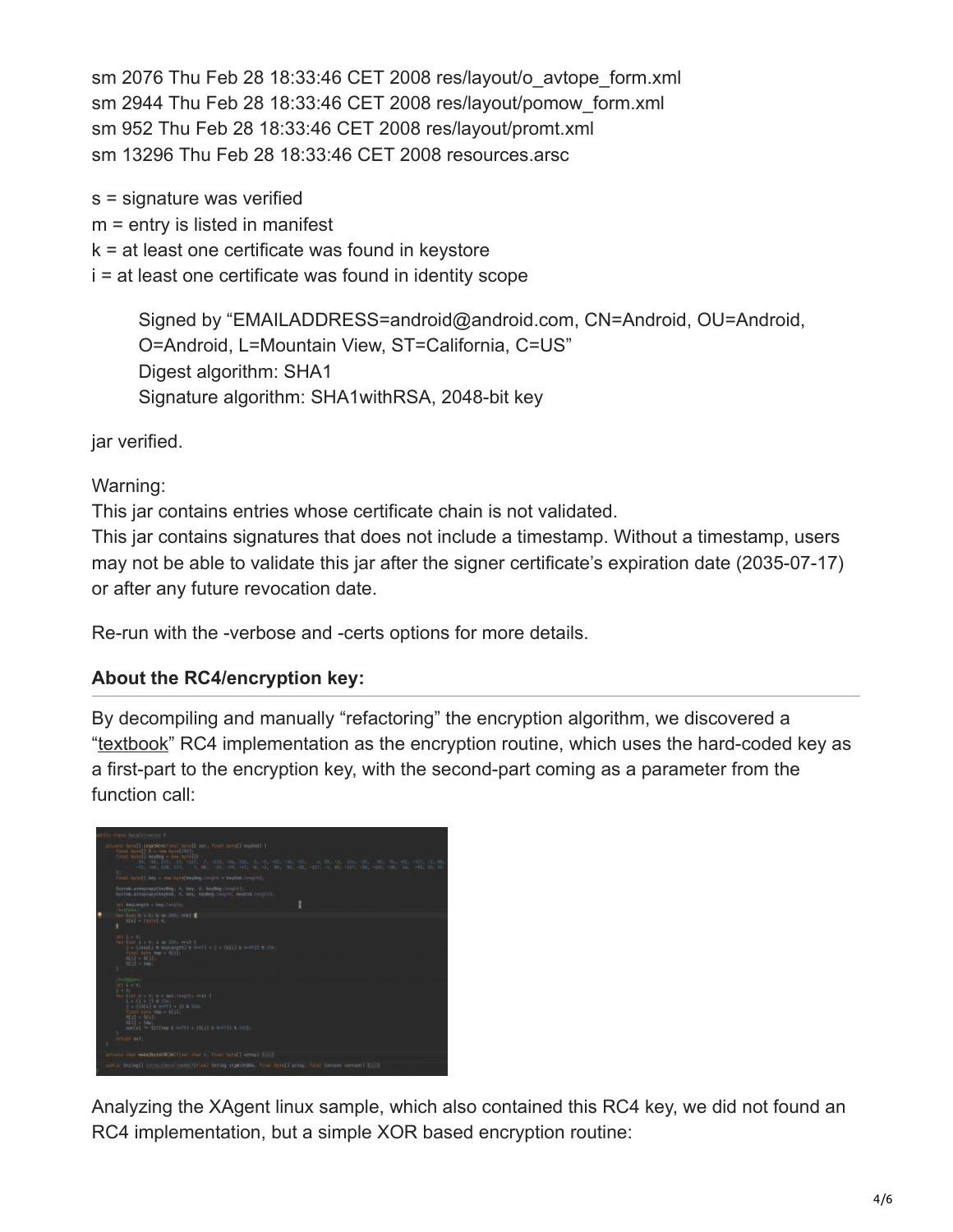sm 2076 Thu Feb 28 18:33:46 CET 2008 res/layout/o_avtope_form.xml
sm 2944 Thu Feb 28 18:33:46 CET 2008 res/layout/pomow_form.xml
sm 952 Thu Feb 28 18:33:46 CET 2008 res/layout/promt.xml
sm 13296 Thu Feb 28 18:33:46 CET 2008 resources.arsc

s = signature was verified
m = entry is listed in manifest
k = at least one certificate was found in keystore
i = at least one certificate was found in identity scope

> Signed by "EMAILADDRESS=android@android.com, CN=Android, OU=Android, O=Android, L=Mountain View, ST=California, C=US"
> Digest algorithm: SHA1
> Signature algorithm: SHA1withRSA, 2048-bit key

jar verified.

Warning:
This jar contains entries whose certificate chain is not validated.
This jar contains signatures that does not include a timestamp. Without a timestamp, users may not be able to validate this jar after the signer certificate's expiration date (2035-07-17) or after any future revocation date.

Re-run with the -verbose and -certs options for more details.

**About the RC4/encryption key:**

By decompiling and manually "refactoring" the encryption algorithm, we discovered a "textbook" RC4 implementation as the encryption routine, which uses the hard-coded key as a first-part to the encryption key, with the second-part coming as a parameter from the function call:

Analyzing the XAgent linux sample, which also contained this RC4 key, we did not found an RC4 implementation, but a simple XOR based encryption routine: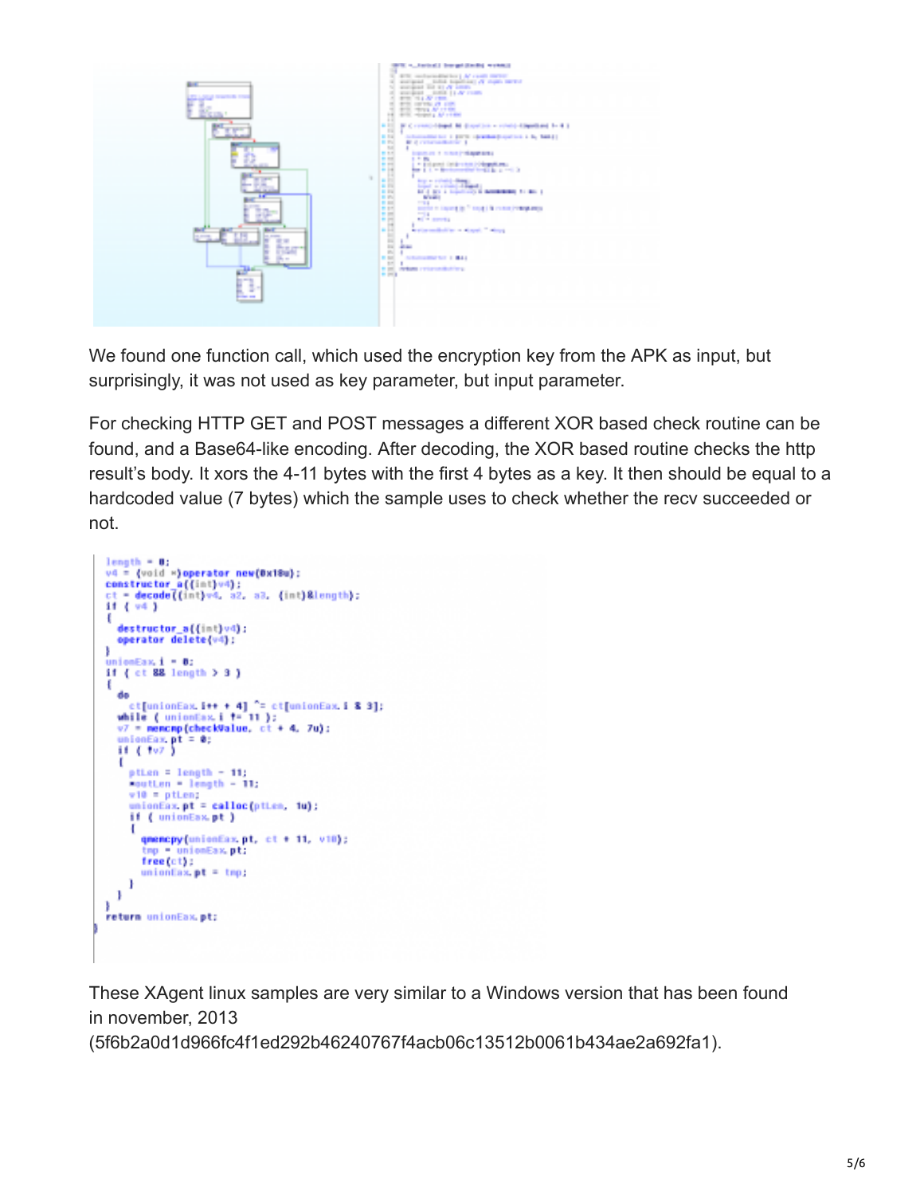We found one function call, which used the encryption key from the APK as input, but surprisingly, it was not used as key parameter, but input parameter.

For checking HTTP GET and POST messages a different XOR based check routine can be found, and a Base64-like encoding. After decoding, the XOR based routine checks the http result's body. It xors the 4-11 bytes with the first 4 bytes as a key. It then should be equal to a hardcoded value (7 bytes) which the sample uses to check whether the recv succeeded or not.

```
length = 0;
v4 = (void *)operator new(0x18u);
constructor_a((int)v4);
ct = decode((int)v4, a2, a3, (int)&length);
if ( v4 )
{
  destructor_a((int)v4);
  operator delete(v4);
}
unionEax.i = 0;
if ( ct && length > 3 )
{
  do
    ct[unionEax.i++ + 4] ^= ct[unionEax.i & 3];
  while ( unionEax.i != 11 );
  v7 = memcmp(checkValue, ct + 4, 7u);
  unionEax.pt = 0;
  if ( !v7 )
  {
    ptLen = length - 11;
    *outLen = length - 11;
    v10 = ptLen;
    unionEax.pt = calloc(ptLen, 1u);
    if ( unionEax.pt )
    {
      qmemcpy(unionEax.pt, ct + 11, v10);
      tmp = unionEax.pt;
      free(ct);
      unionEax.pt = tmp;
    }
  }
}
return unionEax.pt;
}
```

These XAgent linux samples are very similar to a Windows version that has been found in november, 2013 (5f6b2a0d1d966fc4f1ed292b46240767f4acb06c13512b0061b434ae2a692fa1).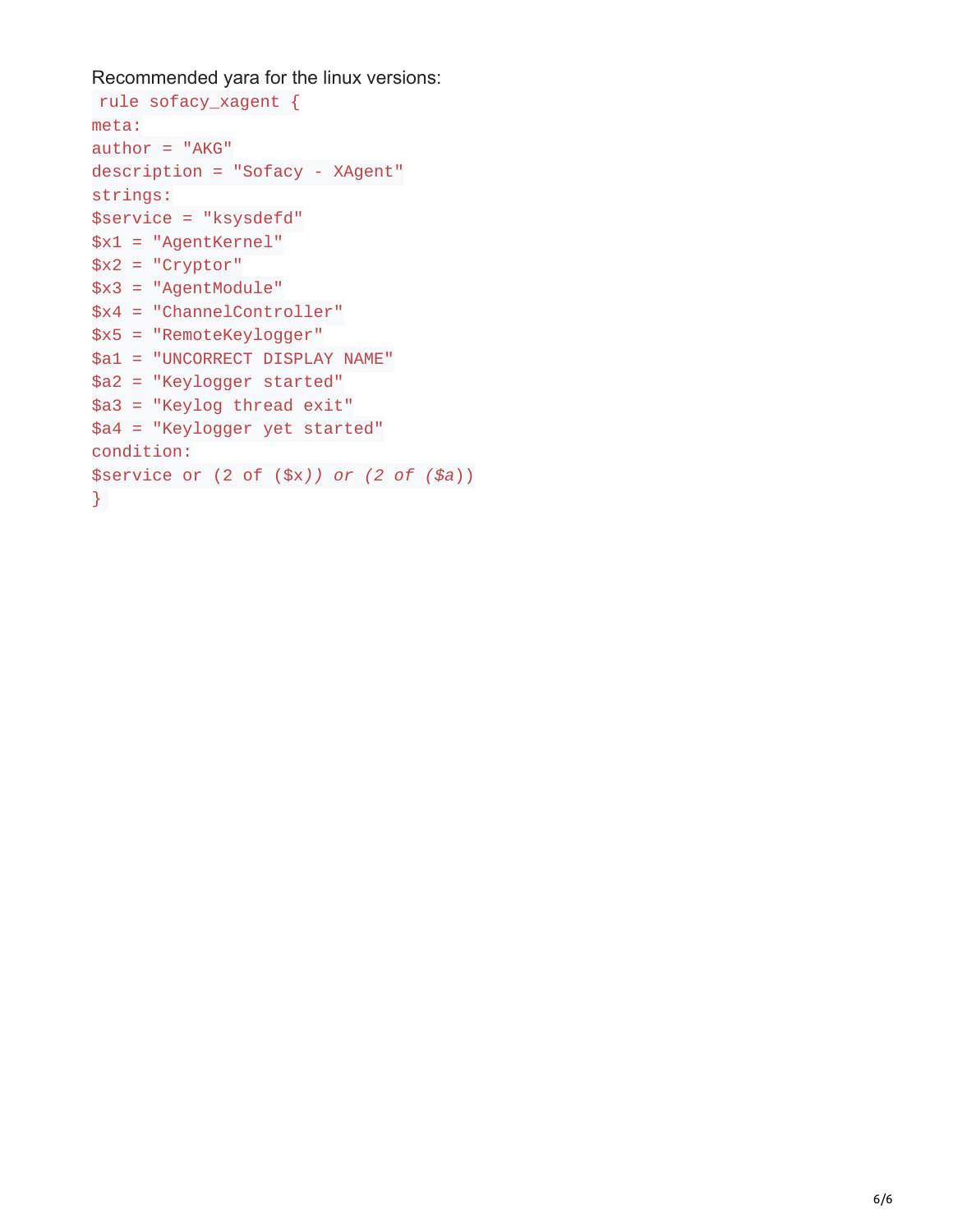Recommended yara for the linux versions:

```
rule sofacy_xagent {
meta:
author = "AKG"
description = "Sofacy - XAgent"
strings:
$service = "ksysdefd"
$x1 = "AgentKernel"
$x2 = "Cryptor"
$x3 = "AgentModule"
$x4 = "ChannelController"
$x5 = "RemoteKeylogger"
$a1 = "UNCORRECT DISPLAY NAME"
$a2 = "Keylogger started"
$a3 = "Keylog thread exit"
$a4 = "Keylogger yet started"
condition:
$service or (2 of ($x)) or (2 of ($a))
}
```